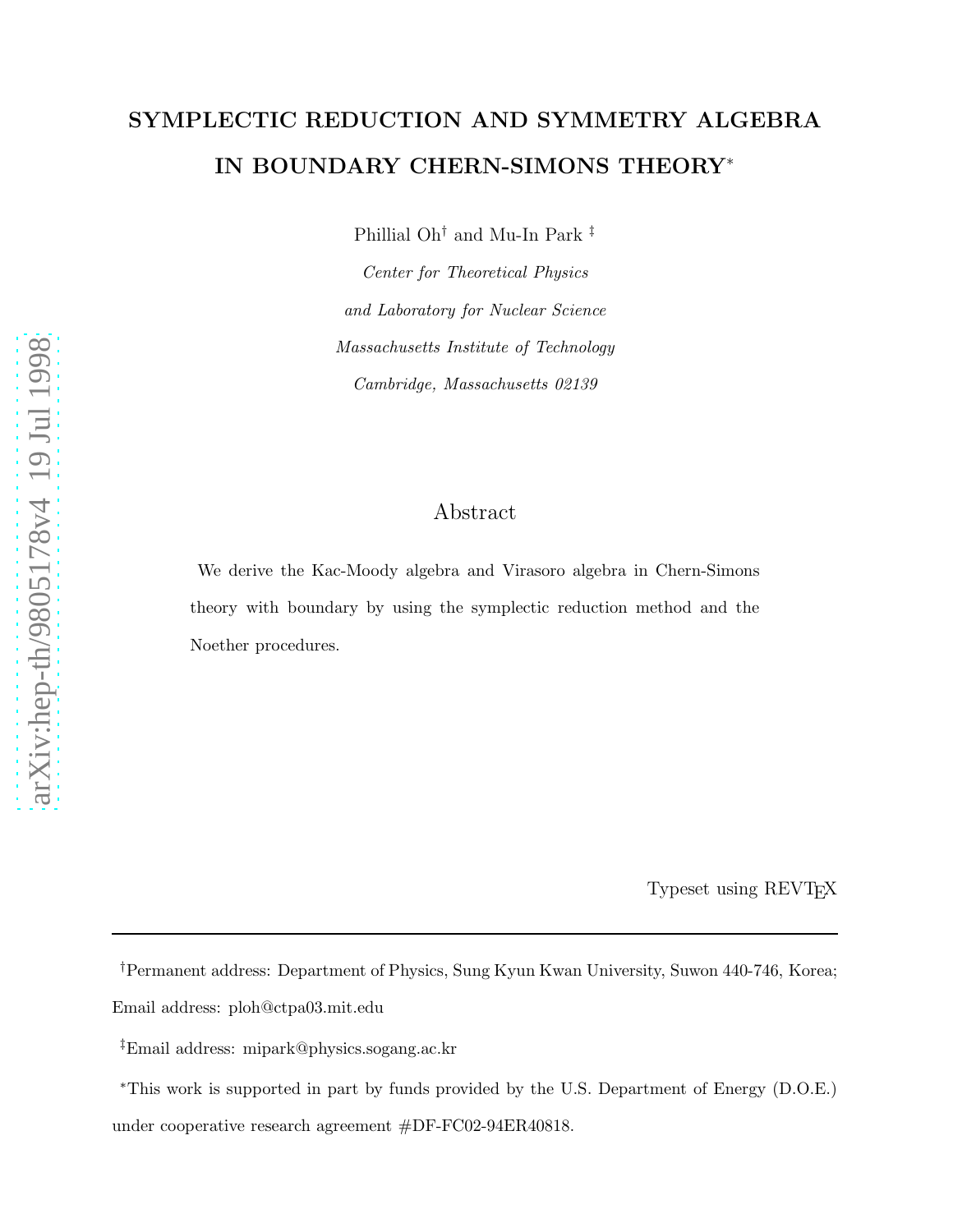# SYMPLECTIC REDUCTION AND SYMMETRY ALGEBRA IN BOUNDARY CHERN-SIMONS THEORY[*]

Phillial Oh[†] and Mu-In Park [‡]

*Center for Theoretical Physics*

*and Laboratory for Nuclear Science*

*Massachusetts Institute of Technology*

*Cambridge, Massachusetts 02139*

arXiv:hep-th/9805178v4 19 Jul 1998

## Abstract

We derive the Kac-Moody algebra and Virasoro algebra in Chern-Simons theory with boundary by using the symplectic reduction method and the Noether procedures.

Typeset using REVTEX

---

[†]Permanent address: Department of Physics, Sung Kyun Kwan University, Suwon 440-746, Korea; Email address: ploh@ctpa03.mit.edu

[‡]Email address: mipark@physics.sogang.ac.kr

[*]This work is supported in part by funds provided by the U.S. Department of Energy (D.O.E.) under cooperative research agreement #DF-FC02-94ER40818.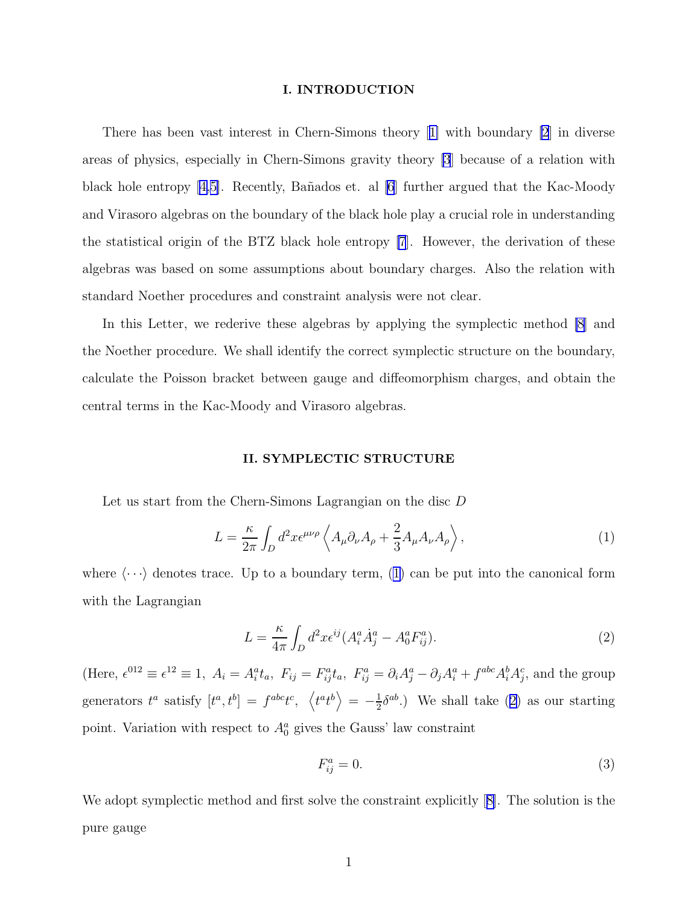## I. INTRODUCTION

There has been vast interest in Chern-Simons theory [1] with boundary [2] in diverse areas of physics, especially in Chern-Simons gravity theory [3] because of a relation with black hole entropy [4,5]. Recently, Bañados et. al [6] further argued that the Kac-Moody and Virasoro algebras on the boundary of the black hole play a crucial role in understanding the statistical origin of the BTZ black hole entropy [7]. However, the derivation of these algebras was based on some assumptions about boundary charges. Also the relation with standard Noether procedures and constraint analysis were not clear.

In this Letter, we rederive these algebras by applying the symplectic method [8] and the Noether procedure. We shall identify the correct symplectic structure on the boundary, calculate the Poisson bracket between gauge and diffeomorphism charges, and obtain the central terms in the Kac-Moody and Virasoro algebras.

## II. SYMPLECTIC STRUCTURE

Let us start from the Chern-Simons Lagrangian on the disc $D$

$$L = \frac{\kappa}{2\pi}\int_D d^2x \epsilon^{\mu\nu\rho}\left\langle A_\mu \partial_\nu A_\rho + \frac{2}{3}A_\mu A_\nu A_\rho \right\rangle, \tag{1}$$

where $\langle \cdots \rangle$ denotes trace. Up to a boundary term, (1) can be put into the canonical form with the Lagrangian

$$L = \frac{\kappa}{4\pi}\int_D d^2x \epsilon^{ij}(A_i^a \dot{A}_j^a - A_0^a F_{ij}^a). \tag{2}$$

(Here, $\epsilon^{012} \equiv \epsilon^{12} \equiv 1$, $A_i = A_i^a t_a$, $F_{ij} = F_{ij}^a t_a$, $F_{ij}^a = \partial_i A_j^a - \partial_j A_i^a + f^{abc}A_i^b A_j^c$, and the group generators $t^a$ satisfy $[t^a, t^b] = f^{abc}t^c$, $\langle t^a t^b \rangle = -\frac{1}{2}\delta^{ab}$.) We shall take (2) as our starting point. Variation with respect to $A_0^a$ gives the Gauss' law constraint

$$F_{ij}^a = 0. \tag{3}$$

We adopt symplectic method and first solve the constraint explicitly [8]. The solution is the pure gauge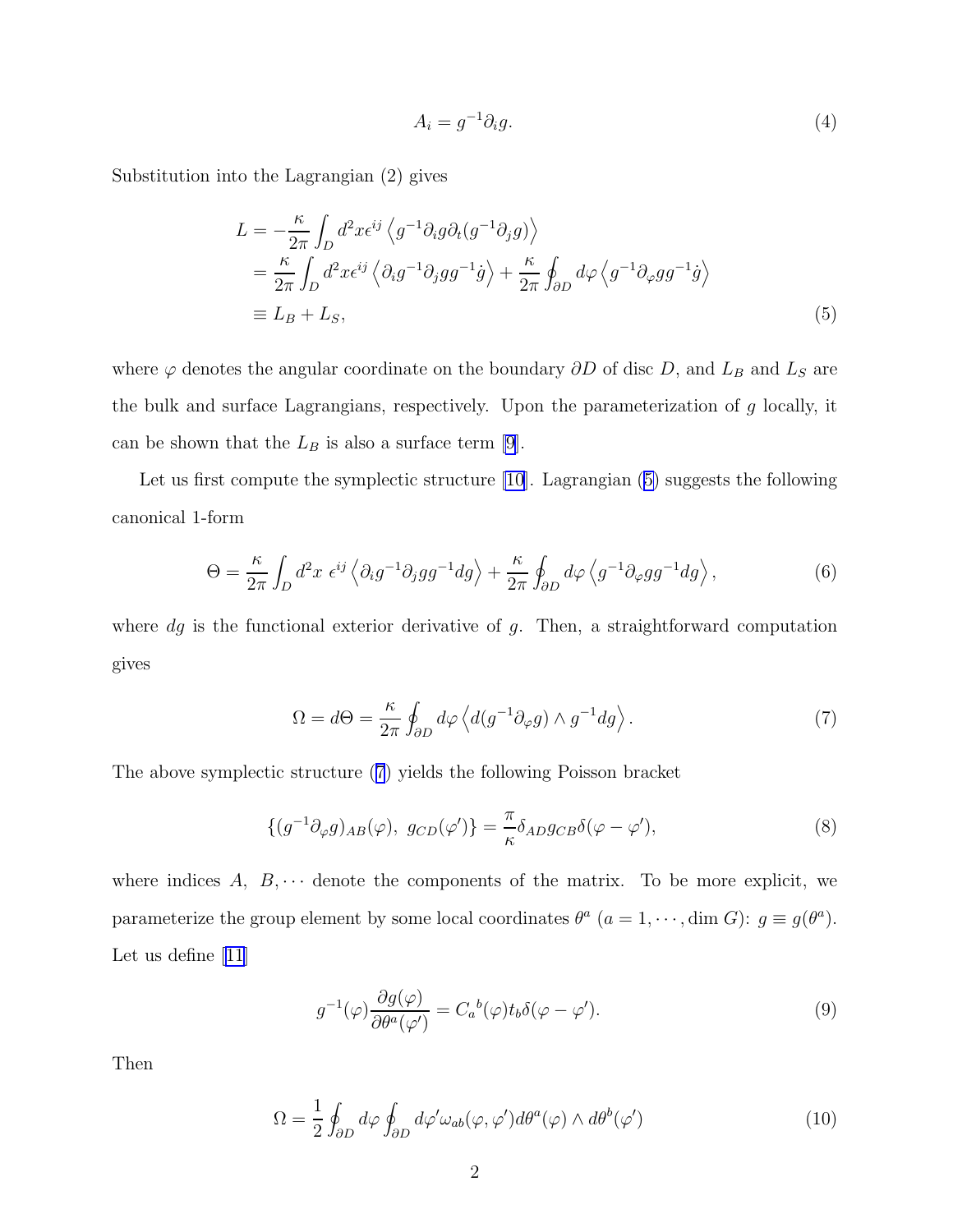$$A_i = g^{-1}\partial_i g. \tag{4}$$

Substitution into the Lagrangian (2) gives

$$\begin{aligned}
L &= -\frac{\kappa}{2\pi}\int_D d^2x \epsilon^{ij}\left\langle g^{-1}\partial_i g \partial_t (g^{-1}\partial_j g)\right\rangle \\
&= \frac{\kappa}{2\pi}\int_D d^2x \epsilon^{ij}\left\langle \partial_i g^{-1}\partial_j g g^{-1}\dot{g}\right\rangle + \frac{\kappa}{2\pi}\oint_{\partial D} d\varphi \left\langle g^{-1}\partial_\varphi g g^{-1}\dot{g}\right\rangle \\
&\equiv L_B + L_S,
\end{aligned} \tag{5}$$

where $\varphi$ denotes the angular coordinate on the boundary $\partial D$ of disc $D$, and $L_B$ and $L_S$ are the bulk and surface Lagrangians, respectively. Upon the parameterization of $g$ locally, it can be shown that the $L_B$ is also a surface term [9].

Let us first compute the symplectic structure [10]. Lagrangian (5) suggests the following canonical 1-form

$$\Theta = \frac{\kappa}{2\pi}\int_D d^2x \ \epsilon^{ij}\left\langle \partial_i g^{-1}\partial_j g g^{-1} dg\right\rangle + \frac{\kappa}{2\pi}\oint_{\partial D} d\varphi \left\langle g^{-1}\partial_\varphi g g^{-1} dg\right\rangle, \tag{6}$$

where $dg$ is the functional exterior derivative of $g$. Then, a straightforward computation gives

$$\Omega = d\Theta = \frac{\kappa}{2\pi}\oint_{\partial D} d\varphi \left\langle d(g^{-1}\partial_\varphi g)\wedge g^{-1}dg\right\rangle. \tag{7}$$

The above symplectic structure (7) yields the following Poisson bracket

$$\{(g^{-1}\partial_\varphi g)_{AB}(\varphi),\ g_{CD}(\varphi')\} = \frac{\pi}{\kappa}\delta_{AD} g_{CB}\delta(\varphi-\varphi'), \tag{8}$$

where indices $A,\ B,\cdots$ denote the components of the matrix. To be more explicit, we parameterize the group element by some local coordinates $\theta^a$ ($a = 1,\cdots,\dim G$): $g \equiv g(\theta^a)$. Let us define [11]

$$g^{-1}(\varphi)\frac{\partial g(\varphi)}{\partial\theta^a(\varphi')} = C_a{}^b(\varphi) t_b \delta(\varphi-\varphi'). \tag{9}$$

Then

$$\Omega = \frac{1}{2}\oint_{\partial D} d\varphi \oint_{\partial D} d\varphi' \omega_{ab}(\varphi,\varphi') d\theta^a(\varphi)\wedge d\theta^b(\varphi') \tag{10}$$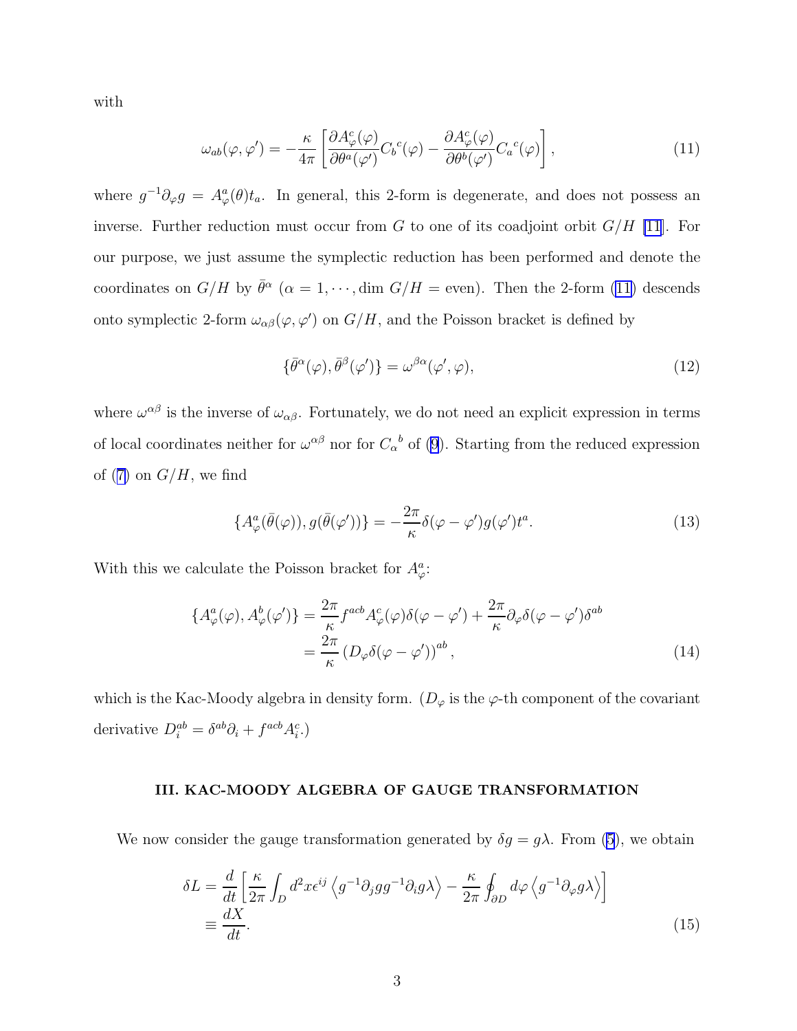with

$$\omega_{ab}(\varphi,\varphi') = -\frac{\kappa}{4\pi}\left[\frac{\partial A^c_\varphi(\varphi)}{\partial\theta^a(\varphi')}C_b{}^c(\varphi) - \frac{\partial A^c_\varphi(\varphi)}{\partial\theta^b(\varphi')}C_a{}^c(\varphi)\right], \tag{11}$$

where $g^{-1}\partial_\varphi g = A^a_\varphi(\theta)t_a$. In general, this 2-form is degenerate, and does not possess an inverse. Further reduction must occur from $G$ to one of its coadjoint orbit $G/H$ [11]. For our purpose, we just assume the symplectic reduction has been performed and denote the coordinates on $G/H$ by $\bar\theta^\alpha$ ($\alpha = 1,\cdots,\dim G/H = \text{even}$). Then the 2-form (11) descends onto symplectic 2-form $\omega_{\alpha\beta}(\varphi,\varphi')$ on $G/H$, and the Poisson bracket is defined by

$$\{\bar\theta^\alpha(\varphi),\bar\theta^\beta(\varphi')\} = \omega^{\beta\alpha}(\varphi',\varphi), \tag{12}$$

where $\omega^{\alpha\beta}$ is the inverse of $\omega_{\alpha\beta}$. Fortunately, we do not need an explicit expression in terms of local coordinates neither for $\omega^{\alpha\beta}$ nor for $C_\alpha{}^b$ of (9). Starting from the reduced expression of (7) on $G/H$, we find

$$\{A^a_\varphi(\bar\theta(\varphi)), g(\bar\theta(\varphi'))\} = -\frac{2\pi}{\kappa}\delta(\varphi-\varphi')g(\varphi')t^a. \tag{13}$$

With this we calculate the Poisson bracket for $A^a_\varphi$:

$$\begin{aligned}\{A^a_\varphi(\varphi),A^b_\varphi(\varphi')\} &= \frac{2\pi}{\kappa}f^{acb}A^c_\varphi(\varphi)\delta(\varphi-\varphi') + \frac{2\pi}{\kappa}\partial_\varphi\delta(\varphi-\varphi')\delta^{ab} \\ &= \frac{2\pi}{\kappa}\left(D_\varphi\delta(\varphi-\varphi')\right)^{ab},\end{aligned} \tag{14}$$

which is the Kac-Moody algebra in density form. ($D_\varphi$ is the $\varphi$-th component of the covariant derivative $D^{ab}_i = \delta^{ab}\partial_i + f^{acb}A^c_i$.)

## III. KAC-MOODY ALGEBRA OF GAUGE TRANSFORMATION

We now consider the gauge transformation generated by $\delta g = g\lambda$. From (5), we obtain

$$\begin{aligned}\delta L &= \frac{d}{dt}\left[\frac{\kappa}{2\pi}\int_D d^2x\epsilon^{ij}\left\langle g^{-1}\partial_j g g^{-1}\partial_i g\lambda\right\rangle - \frac{\kappa}{2\pi}\oint_{\partial D} d\varphi\left\langle g^{-1}\partial_\varphi g\lambda\right\rangle\right] \\ &\equiv \frac{dX}{dt}.\end{aligned} \tag{15}$$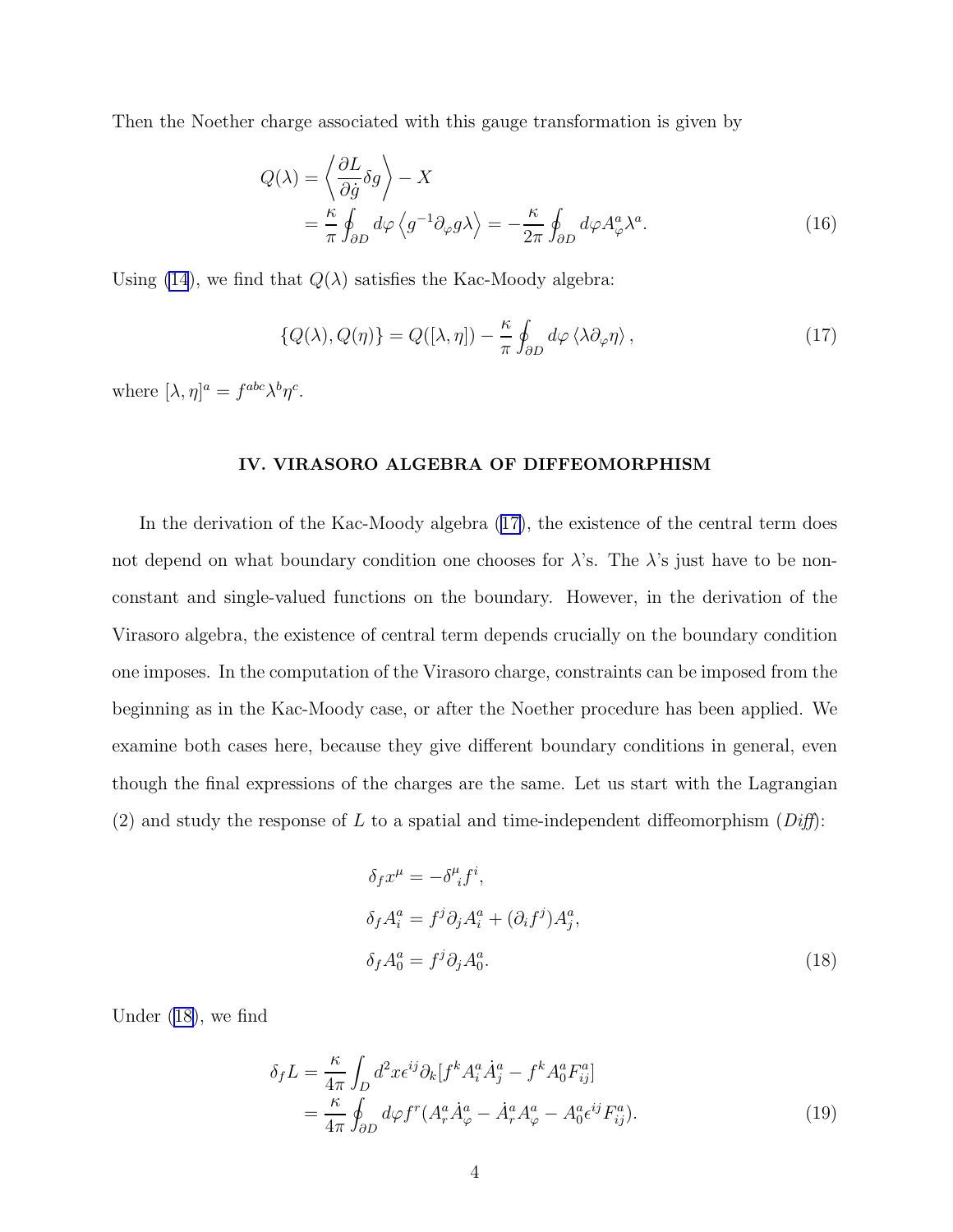Then the Noether charge associated with this gauge transformation is given by

$$
\begin{aligned}
Q(\lambda) &= \left\langle \frac{\partial L}{\partial \dot{g}} \delta g \right\rangle - X \\
&= \frac{\kappa}{\pi} \oint_{\partial D} d\varphi \left\langle g^{-1} \partial_\varphi g \lambda \right\rangle = -\frac{\kappa}{2\pi} \oint_{\partial D} d\varphi A_\varphi^a \lambda^a.
\end{aligned} \tag{16}
$$

Using (14), we find that $Q(\lambda)$ satisfies the Kac-Moody algebra:

$$
\{Q(\lambda), Q(\eta)\} = Q([\lambda, \eta]) - \frac{\kappa}{\pi} \oint_{\partial D} d\varphi \left\langle \lambda \partial_\varphi \eta \right\rangle, \tag{17}
$$

where $[\lambda, \eta]^a = f^{abc} \lambda^b \eta^c$.

## IV. VIRASORO ALGEBRA OF DIFFEOMORPHISM

In the derivation of the Kac-Moody algebra (17), the existence of the central term does not depend on what boundary condition one chooses for $\lambda$'s. The $\lambda$'s just have to be non-constant and single-valued functions on the boundary. However, in the derivation of the Virasoro algebra, the existence of central term depends crucially on the boundary condition one imposes. In the computation of the Virasoro charge, constraints can be imposed from the beginning as in the Kac-Moody case, or after the Noether procedure has been applied. We examine both cases here, because they give different boundary conditions in general, even though the final expressions of the charges are the same. Let us start with the Lagrangian (2) and study the response of $L$ to a spatial and time-independent diffeomorphism (*Diff*):

$$
\begin{aligned}
\delta_f x^\mu &= -\delta^\mu{}_i f^i, \\
\delta_f A_i^a &= f^j \partial_j A_i^a + (\partial_i f^j) A_j^a, \\
\delta_f A_0^a &= f^j \partial_j A_0^a.
\end{aligned} \tag{18}
$$

Under (18), we find

$$
\begin{aligned}
\delta_f L &= \frac{\kappa}{4\pi} \int_D d^2x \epsilon^{ij} \partial_k [f^k A_i^a \dot{A}_j^a - f^k A_0^a F_{ij}^a] \\
&= \frac{\kappa}{4\pi} \oint_{\partial D} d\varphi f^r (A_r^a \dot{A}_\varphi^a - \dot{A}_r^a A_\varphi^a - A_0^a \epsilon^{ij} F_{ij}^a).
\end{aligned} \tag{19}
$$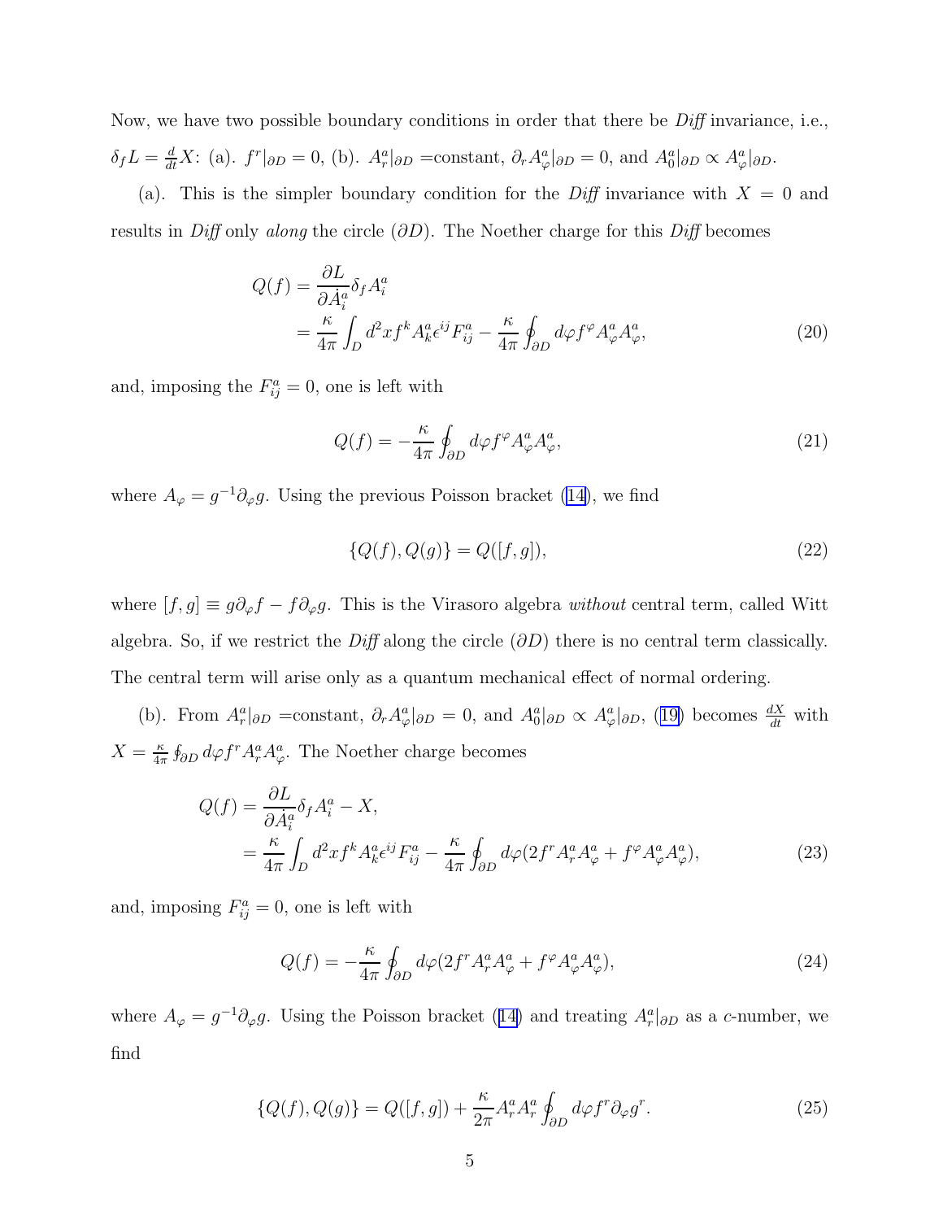Now, we have two possible boundary conditions in order that there be *Diff* invariance, i.e., $\delta_f L = \frac{d}{dt} X$: (a). $f^r|_{\partial D} = 0$, (b). $A^a_r|_{\partial D}$ =constant, $\partial_r A^a_\varphi|_{\partial D} = 0$, and $A^a_0|_{\partial D} \propto A^a_\varphi|_{\partial D}$.

(a). This is the simpler boundary condition for the *Diff* invariance with $X = 0$ and results in *Diff* only *along* the circle ($\partial D$). The Noether charge for this *Diff* becomes

$$
\begin{aligned}
Q(f) &= \frac{\partial L}{\partial \dot{A}^a_i} \delta_f A^a_i \\
&= \frac{\kappa}{4\pi} \int_D d^2 x f^k A^a_k \epsilon^{ij} F^a_{ij} - \frac{\kappa}{4\pi} \oint_{\partial D} d\varphi f^\varphi A^a_\varphi A^a_\varphi,
\end{aligned}
\tag{20}
$$

and, imposing the $F^a_{ij} = 0$, one is left with

$$
Q(f) = -\frac{\kappa}{4\pi} \oint_{\partial D} d\varphi f^\varphi A^a_\varphi A^a_\varphi,
\tag{21}
$$

where $A_\varphi = g^{-1} \partial_\varphi g$. Using the previous Poisson bracket (14), we find

$$
\{Q(f), Q(g)\} = Q([f, g]),
\tag{22}
$$

where $[f, g] \equiv g \partial_\varphi f - f \partial_\varphi g$. This is the Virasoro algebra *without* central term, called Witt algebra. So, if we restrict the *Diff* along the circle ($\partial D$) there is no central term classically. The central term will arise only as a quantum mechanical effect of normal ordering.

(b). From $A^a_r|_{\partial D}$ =constant, $\partial_r A^a_\varphi|_{\partial D} = 0$, and $A^a_0|_{\partial D} \propto A^a_\varphi|_{\partial D}$, (19) becomes $\frac{dX}{dt}$ with $X = \frac{\kappa}{4\pi} \oint_{\partial D} d\varphi f^r A^a_r A^a_\varphi$. The Noether charge becomes

$$
\begin{aligned}
Q(f) &= \frac{\partial L}{\partial \dot{A}^a_i} \delta_f A^a_i - X, \\
&= \frac{\kappa}{4\pi} \int_D d^2 x f^k A^a_k \epsilon^{ij} F^a_{ij} - \frac{\kappa}{4\pi} \oint_{\partial D} d\varphi (2 f^r A^a_r A^a_\varphi + f^\varphi A^a_\varphi A^a_\varphi),
\end{aligned}
\tag{23}
$$

and, imposing $F^a_{ij} = 0$, one is left with

$$
Q(f) = -\frac{\kappa}{4\pi} \oint_{\partial D} d\varphi (2 f^r A^a_r A^a_\varphi + f^\varphi A^a_\varphi A^a_\varphi),
\tag{24}
$$

where $A_\varphi = g^{-1} \partial_\varphi g$. Using the Poisson bracket (14) and treating $A^a_r|_{\partial D}$ as a $c$-number, we find

$$
\{Q(f), Q(g)\} = Q([f, g]) + \frac{\kappa}{2\pi} A^a_r A^a_r \oint_{\partial D} d\varphi f^r \partial_\varphi g^r.
\tag{25}
$$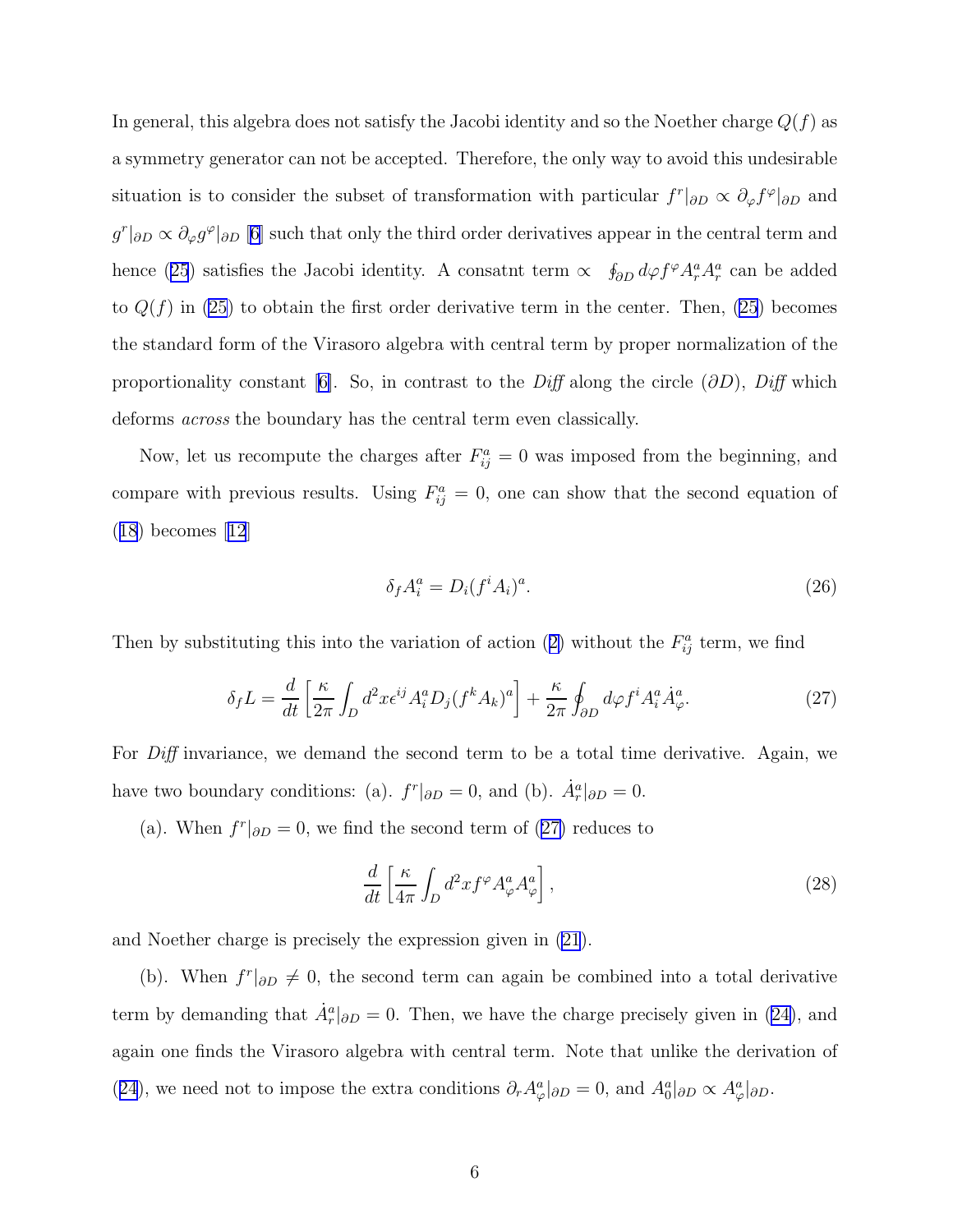In general, this algebra does not satisfy the Jacobi identity and so the Noether charge $Q(f)$ as a symmetry generator can not be accepted. Therefore, the only way to avoid this undesirable situation is to consider the subset of transformation with particular $f^r|_{\partial D} \propto \partial_\varphi f^\varphi|_{\partial D}$ and $g^r|_{\partial D} \propto \partial_\varphi g^\varphi|_{\partial D}$ [6] such that only the third order derivatives appear in the central term and hence (25) satisfies the Jacobi identity. A consatnt term $\propto \oint_{\partial D} d\varphi f^\varphi A^a_r A^a_r$ can be added to $Q(f)$ in (25) to obtain the first order derivative term in the center. Then, (25) becomes the standard form of the Virasoro algebra with central term by proper normalization of the proportionality constant [6]. So, in contrast to the *Diff* along the circle ($\partial D$), *Diff* which deforms *across* the boundary has the central term even classically.

Now, let us recompute the charges after $F^a_{ij} = 0$ was imposed from the beginning, and compare with previous results. Using $F^a_{ij} = 0$, one can show that the second equation of (18) becomes [12]

$$\delta_f A^a_i = D_i (f^i A_i)^a. \tag{26}$$

Then by substituting this into the variation of action (2) without the $F^a_{ij}$ term, we find

$$\delta_f L = \frac{d}{dt}\left[\frac{\kappa}{2\pi}\int_D d^2x \epsilon^{ij} A^a_i D_j (f^k A_k)^a\right] + \frac{\kappa}{2\pi}\oint_{\partial D} d\varphi f^i A^a_i \dot{A}^a_\varphi. \tag{27}$$

For *Diff* invariance, we demand the second term to be a total time derivative. Again, we have two boundary conditions: (a). $f^r|_{\partial D} = 0$, and (b). $\dot{A}^a_r|_{\partial D} = 0$.

(a). When $f^r|_{\partial D} = 0$, we find the second term of (27) reduces to

$$\frac{d}{dt}\left[\frac{\kappa}{4\pi}\int_D d^2x f^\varphi A^a_\varphi A^a_\varphi\right], \tag{28}$$

and Noether charge is precisely the expression given in (21).

(b). When $f^r|_{\partial D} \neq 0$, the second term can again be combined into a total derivative term by demanding that $\dot{A}^a_r|_{\partial D} = 0$. Then, we have the charge precisely given in (24), and again one finds the Virasoro algebra with central term. Note that unlike the derivation of (24), we need not to impose the extra conditions $\partial_r A^a_\varphi|_{\partial D} = 0$, and $A^a_0|_{\partial D} \propto A^a_\varphi|_{\partial D}$.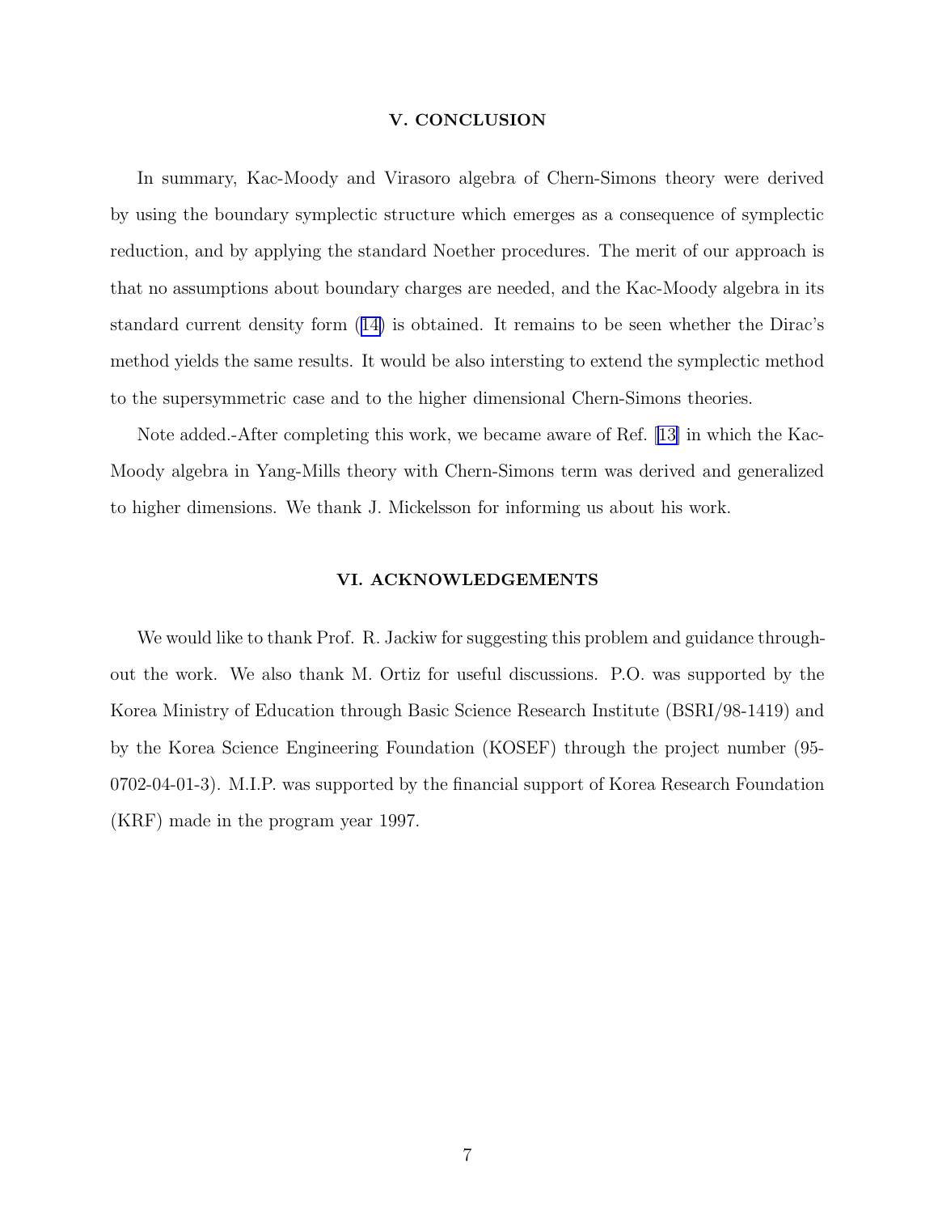## V. CONCLUSION

In summary, Kac-Moody and Virasoro algebra of Chern-Simons theory were derived by using the boundary symplectic structure which emerges as a consequence of symplectic reduction, and by applying the standard Noether procedures. The merit of our approach is that no assumptions about boundary charges are needed, and the Kac-Moody algebra in its standard current density form (14) is obtained. It remains to be seen whether the Dirac's method yields the same results. It would be also intersting to extend the symplectic method to the supersymmetric case and to the higher dimensional Chern-Simons theories.

Note added.-After completing this work, we became aware of Ref. [13] in which the Kac-Moody algebra in Yang-Mills theory with Chern-Simons term was derived and generalized to higher dimensions. We thank J. Mickelsson for informing us about his work.

## VI. ACKNOWLEDGEMENTS

We would like to thank Prof. R. Jackiw for suggesting this problem and guidance throughout the work. We also thank M. Ortiz for useful discussions. P.O. was supported by the Korea Ministry of Education through Basic Science Research Institute (BSRI/98-1419) and by the Korea Science Engineering Foundation (KOSEF) through the project number (95-0702-04-01-3). M.I.P. was supported by the financial support of Korea Research Foundation (KRF) made in the program year 1997.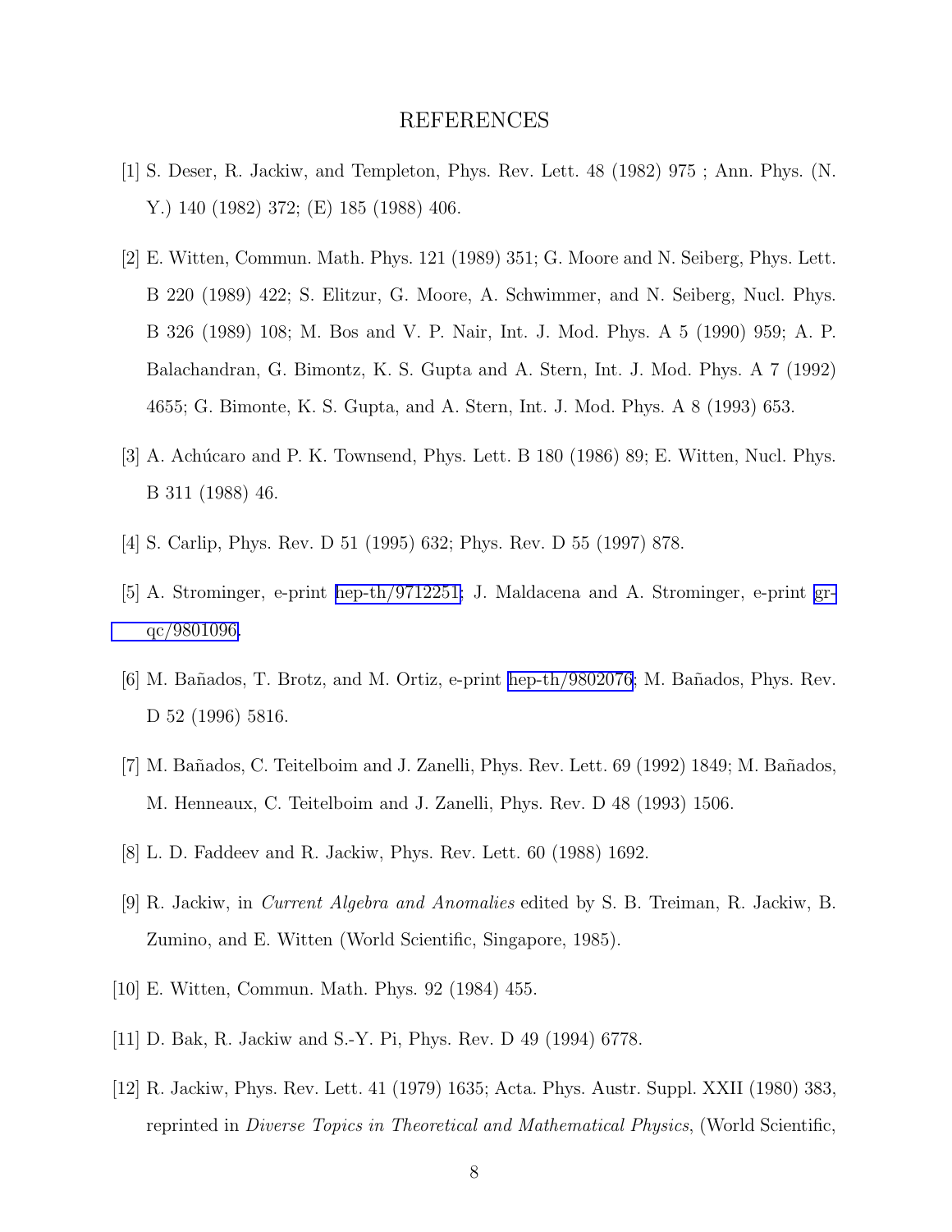# REFERENCES

[1] S. Deser, R. Jackiw, and Templeton, Phys. Rev. Lett. 48 (1982) 975 ; Ann. Phys. (N. Y.) 140 (1982) 372; (E) 185 (1988) 406.

[2] E. Witten, Commun. Math. Phys. 121 (1989) 351; G. Moore and N. Seiberg, Phys. Lett. B 220 (1989) 422; S. Elitzur, G. Moore, A. Schwimmer, and N. Seiberg, Nucl. Phys. B 326 (1989) 108; M. Bos and V. P. Nair, Int. J. Mod. Phys. A 5 (1990) 959; A. P. Balachandran, G. Bimontz, K. S. Gupta and A. Stern, Int. J. Mod. Phys. A 7 (1992) 4655; G. Bimonte, K. S. Gupta, and A. Stern, Int. J. Mod. Phys. A 8 (1993) 653.

[3] A. Achúcaro and P. K. Townsend, Phys. Lett. B 180 (1986) 89; E. Witten, Nucl. Phys. B 311 (1988) 46.

[4] S. Carlip, Phys. Rev. D 51 (1995) 632; Phys. Rev. D 55 (1997) 878.

[5] A. Strominger, e-print hep-th/9712251; J. Maldacena and A. Strominger, e-print gr-qc/9801096.

[6] M. Bañados, T. Brotz, and M. Ortiz, e-print hep-th/9802076; M. Bañados, Phys. Rev. D 52 (1996) 5816.

[7] M. Bañados, C. Teitelboim and J. Zanelli, Phys. Rev. Lett. 69 (1992) 1849; M. Bañados, M. Henneaux, C. Teitelboim and J. Zanelli, Phys. Rev. D 48 (1993) 1506.

[8] L. D. Faddeev and R. Jackiw, Phys. Rev. Lett. 60 (1988) 1692.

[9] R. Jackiw, in *Current Algebra and Anomalies* edited by S. B. Treiman, R. Jackiw, B. Zumino, and E. Witten (World Scientific, Singapore, 1985).

[10] E. Witten, Commun. Math. Phys. 92 (1984) 455.

[11] D. Bak, R. Jackiw and S.-Y. Pi, Phys. Rev. D 49 (1994) 6778.

[12] R. Jackiw, Phys. Rev. Lett. 41 (1979) 1635; Acta. Phys. Austr. Suppl. XXII (1980) 383, reprinted in *Diverse Topics in Theoretical and Mathematical Physics*, (World Scientific,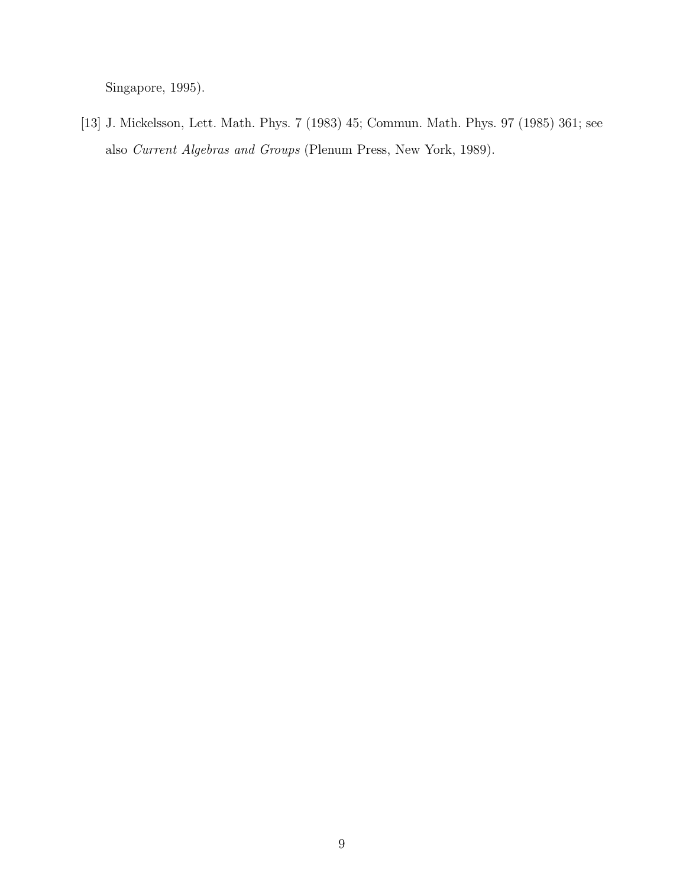Singapore, 1995).

[13] J. Mickelsson, Lett. Math. Phys. 7 (1983) 45; Commun. Math. Phys. 97 (1985) 361; see also *Current Algebras and Groups* (Plenum Press, New York, 1989).